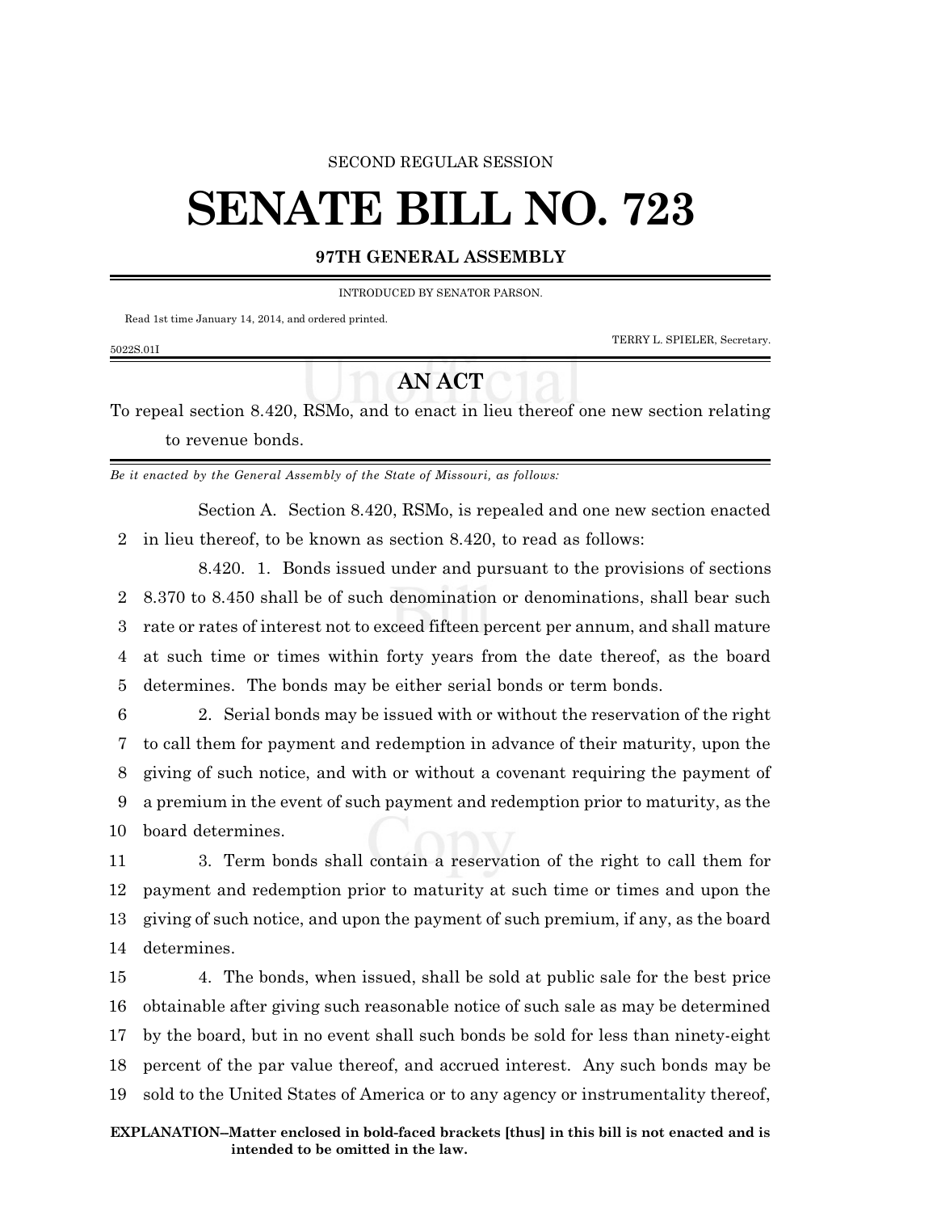SECOND REGULAR SESSION

# SENATE BILL NO. 723

**97TH GENERAL ASSEMBLY**

INTRODUCED BY SENATOR PARSON.

Read 1st time January 14, 2014, and ordered printed.

TERRY L. SPIELER, Secretary.

5022S.01I

## AN ACT

To repeal section 8.420, RSMo, and to enact in lieu thereof one new section relating to revenue bonds.

*Be it enacted by the General Assembly of the State of Missouri, as follows:*

Section A. Section 8.420, RSMo, is repealed and one new section enacted in lieu thereof, to be known as section 8.420, to read as follows:

8.420. 1. Bonds issued under and pursuant to the provisions of sections 8.370 to 8.450 shall be of such denomination or denominations, shall bear such rate or rates of interest not to exceed fifteen percent per annum, and shall mature at such time or times within forty years from the date thereof, as the board determines. The bonds may be either serial bonds or term bonds.

2. Serial bonds may be issued with or without the reservation of the right to call them for payment and redemption in advance of their maturity, upon the giving of such notice, and with or without a covenant requiring the payment of a premium in the event of such payment and redemption prior to maturity, as the board determines.

3. Term bonds shall contain a reservation of the right to call them for payment and redemption prior to maturity at such time or times and upon the giving of such notice, and upon the payment of such premium, if any, as the board determines.

4. The bonds, when issued, shall be sold at public sale for the best price obtainable after giving such reasonable notice of such sale as may be determined by the board, but in no event shall such bonds be sold for less than ninety-eight percent of the par value thereof, and accrued interest. Any such bonds may be sold to the United States of America or to any agency or instrumentality thereof,

**EXPLANATION–Matter enclosed in bold-faced brackets [thus] in this bill is not enacted and is intended to be omitted in the law.**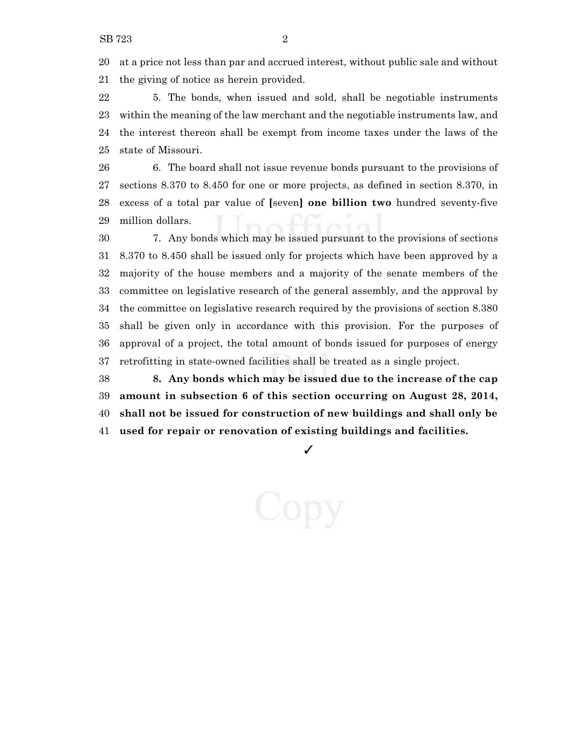at a price not less than par and accrued interest, without public sale and without the giving of notice as herein provided.

5. The bonds, when issued and sold, shall be negotiable instruments within the meaning of the law merchant and the negotiable instruments law, and the interest thereon shall be exempt from income taxes under the laws of the state of Missouri.

6. The board shall not issue revenue bonds pursuant to the provisions of sections 8.370 to 8.450 for one or more projects, as defined in section 8.370, in excess of a total par value of **[**seven**]** **one billion two** hundred seventy-five million dollars.

7. Any bonds which may be issued pursuant to the provisions of sections 8.370 to 8.450 shall be issued only for projects which have been approved by a majority of the house members and a majority of the senate members of the committee on legislative research of the general assembly, and the approval by the committee on legislative research required by the provisions of section 8.380 shall be given only in accordance with this provision. For the purposes of approval of a project, the total amount of bonds issued for purposes of energy retrofitting in state-owned facilities shall be treated as a single project.

**8. Any bonds which may be issued due to the increase of the cap amount in subsection 6 of this section occurring on August 28, 2014, shall not be issued for construction of new buildings and shall only be used for repair or renovation of existing buildings and facilities.**

✓